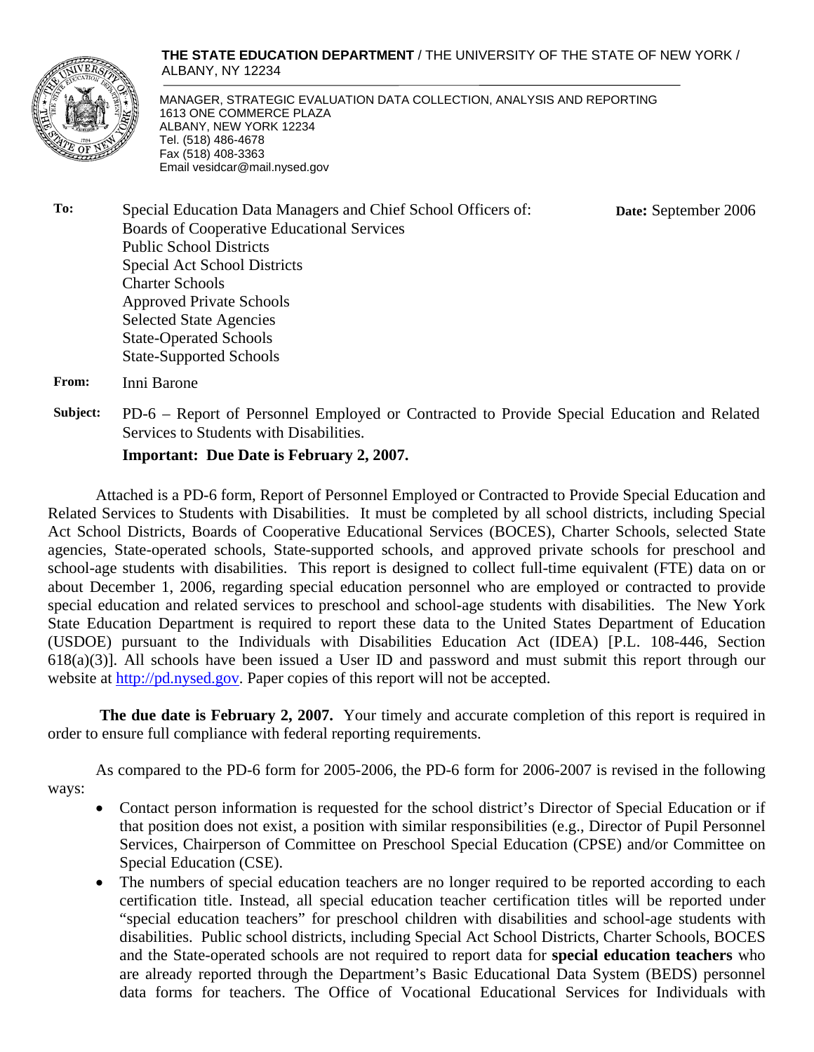**THE STATE EDUCATION DEPARTMENT** / THE UNIVERSITY OF THE STATE OF NEW YORK / ALBANY, NY 12234

MANAGER, STRATEGIC EVALUATION DATA COLLECTION, ANALYSIS AND REPORTING
1613 ONE COMMERCE PLAZA
ALBANY, NEW YORK 12234
Tel. (518) 486-4678
Fax (518) 408-3363
Email vesidcar@mail.nysed.gov

**To:** Special Education Data Managers and Chief School Officers of:
Boards of Cooperative Educational Services
Public School Districts
Special Act School Districts
Charter Schools
Approved Private Schools
Selected State Agencies
State-Operated Schools
State-Supported Schools

**Date:** September 2006

**From:** Inni Barone

**Subject:** PD-6 – Report of Personnel Employed or Contracted to Provide Special Education and Related Services to Students with Disabilities.

**Important: Due Date is February 2, 2007.**

Attached is a PD-6 form, Report of Personnel Employed or Contracted to Provide Special Education and Related Services to Students with Disabilities. It must be completed by all school districts, including Special Act School Districts, Boards of Cooperative Educational Services (BOCES), Charter Schools, selected State agencies, State-operated schools, State-supported schools, and approved private schools for preschool and school-age students with disabilities. This report is designed to collect full-time equivalent (FTE) data on or about December 1, 2006, regarding special education personnel who are employed or contracted to provide special education and related services to preschool and school-age students with disabilities. The New York State Education Department is required to report these data to the United States Department of Education (USDOE) pursuant to the Individuals with Disabilities Education Act (IDEA) [P.L. 108-446, Section 618(a)(3)]. All schools have been issued a User ID and password and must submit this report through our website at http://pd.nysed.gov. Paper copies of this report will not be accepted.

**The due date is February 2, 2007.** Your timely and accurate completion of this report is required in order to ensure full compliance with federal reporting requirements.

As compared to the PD-6 form for 2005-2006, the PD-6 form for 2006-2007 is revised in the following ways:

- Contact person information is requested for the school district's Director of Special Education or if that position does not exist, a position with similar responsibilities (e.g., Director of Pupil Personnel Services, Chairperson of Committee on Preschool Special Education (CPSE) and/or Committee on Special Education (CSE).
- The numbers of special education teachers are no longer required to be reported according to each certification title. Instead, all special education teacher certification titles will be reported under "special education teachers" for preschool children with disabilities and school-age students with disabilities. Public school districts, including Special Act School Districts, Charter Schools, BOCES and the State-operated schools are not required to report data for **special education teachers** who are already reported through the Department's Basic Educational Data System (BEDS) personnel data forms for teachers. The Office of Vocational Educational Services for Individuals with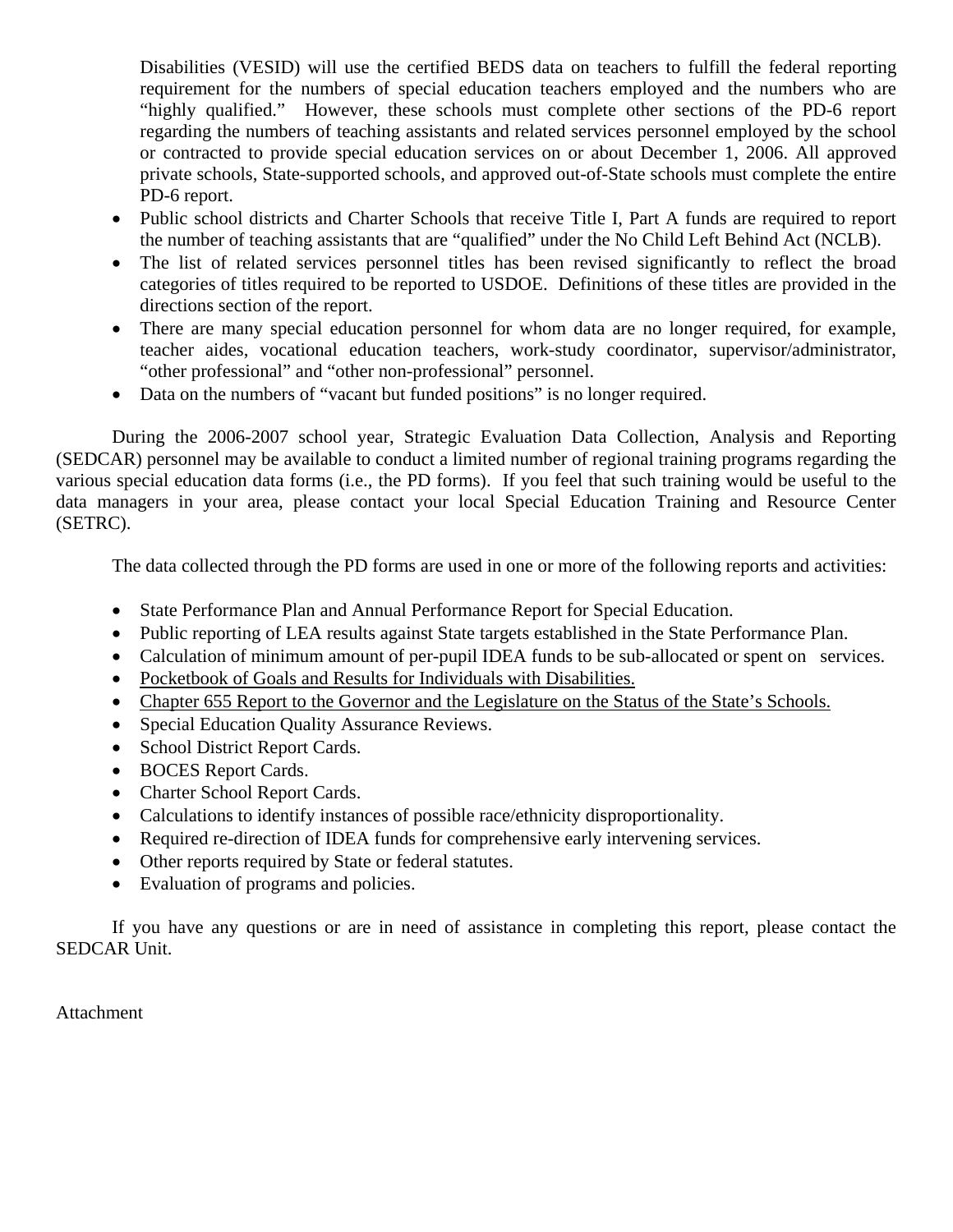Disabilities (VESID) will use the certified BEDS data on teachers to fulfill the federal reporting requirement for the numbers of special education teachers employed and the numbers who are "highly qualified." However, these schools must complete other sections of the PD-6 report regarding the numbers of teaching assistants and related services personnel employed by the school or contracted to provide special education services on or about December 1, 2006. All approved private schools, State-supported schools, and approved out-of-State schools must complete the entire PD-6 report.

- Public school districts and Charter Schools that receive Title I, Part A funds are required to report the number of teaching assistants that are "qualified" under the No Child Left Behind Act (NCLB).
- The list of related services personnel titles has been revised significantly to reflect the broad categories of titles required to be reported to USDOE. Definitions of these titles are provided in the directions section of the report.
- There are many special education personnel for whom data are no longer required, for example, teacher aides, vocational education teachers, work-study coordinator, supervisor/administrator, "other professional" and "other non-professional" personnel.
- Data on the numbers of "vacant but funded positions" is no longer required.

During the 2006-2007 school year, Strategic Evaluation Data Collection, Analysis and Reporting (SEDCAR) personnel may be available to conduct a limited number of regional training programs regarding the various special education data forms (i.e., the PD forms). If you feel that such training would be useful to the data managers in your area, please contact your local Special Education Training and Resource Center (SETRC).

The data collected through the PD forms are used in one or more of the following reports and activities:

- State Performance Plan and Annual Performance Report for Special Education.
- Public reporting of LEA results against State targets established in the State Performance Plan.
- Calculation of minimum amount of per-pupil IDEA funds to be sub-allocated or spent on services.
- Pocketbook of Goals and Results for Individuals with Disabilities.
- Chapter 655 Report to the Governor and the Legislature on the Status of the State's Schools.
- Special Education Quality Assurance Reviews.
- School District Report Cards.
- BOCES Report Cards.
- Charter School Report Cards.
- Calculations to identify instances of possible race/ethnicity disproportionality.
- Required re-direction of IDEA funds for comprehensive early intervening services.
- Other reports required by State or federal statutes.
- Evaluation of programs and policies.

If you have any questions or are in need of assistance in completing this report, please contact the SEDCAR Unit.

Attachment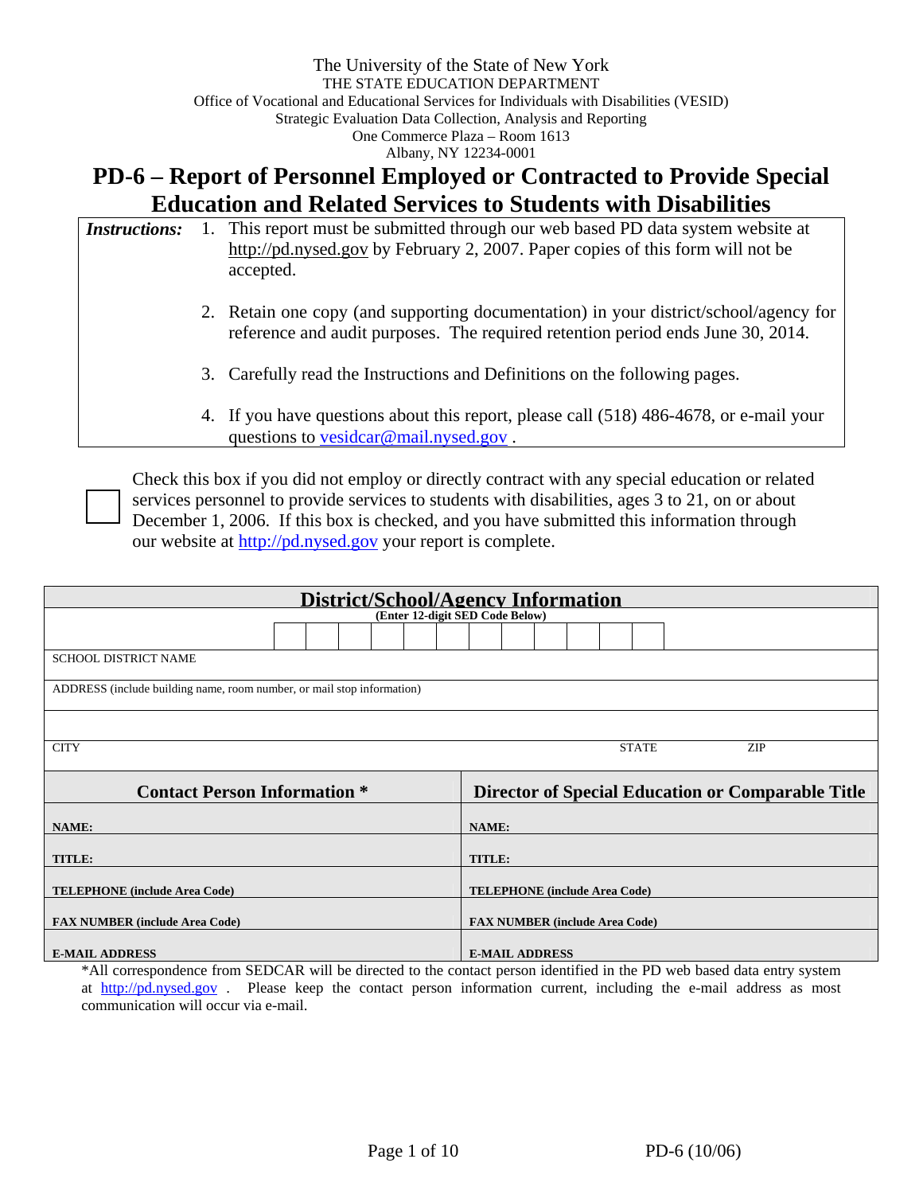The University of the State of New York
THE STATE EDUCATION DEPARTMENT
Office of Vocational and Educational Services for Individuals with Disabilities (VESID)
Strategic Evaluation Data Collection, Analysis and Reporting
One Commerce Plaza – Room 1613
Albany, NY 12234-0001

# PD-6 – Report of Personnel Employed or Contracted to Provide Special Education and Related Services to Students with Disabilities

***Instructions:***

1. This report must be submitted through our web based PD data system website at http://pd.nysed.gov by February 2, 2007. Paper copies of this form will not be accepted.
2. Retain one copy (and supporting documentation) in your district/school/agency for reference and audit purposes. The required retention period ends June 30, 2014.
3. Carefully read the Instructions and Definitions on the following pages.
4. If you have questions about this report, please call (518) 486-4678, or e-mail your questions to vesidcar@mail.nysed.gov .

☐ Check this box if you did not employ or directly contract with any special education or related services personnel to provide services to students with disabilities, ages 3 to 21, on or about December 1, 2006. If this box is checked, and you have submitted this information through our website at http://pd.nysed.gov your report is complete.

| **District/School/Agency Information** | | |
|---|---|---|
| (Enter 12-digit SED Code Below) | | |
| SCHOOL DISTRICT NAME | | |
| ADDRESS (include building name, room number, or mail stop information) | | |
| | | |
| CITY | STATE | ZIP |

| **Contact Person Information \*** | **Director of Special Education or Comparable Title** |
|---|---|
| **NAME:** | **NAME:** |
| **TITLE:** | **TITLE:** |
| **TELEPHONE (include Area Code)** | **TELEPHONE (include Area Code)** |
| **FAX NUMBER (include Area Code)** | **FAX NUMBER (include Area Code)** |
| **E-MAIL ADDRESS** | **E-MAIL ADDRESS** |

\*All correspondence from SEDCAR will be directed to the contact person identified in the PD web based data entry system at http://pd.nysed.gov . Please keep the contact person information current, including the e-mail address as most communication will occur via e-mail.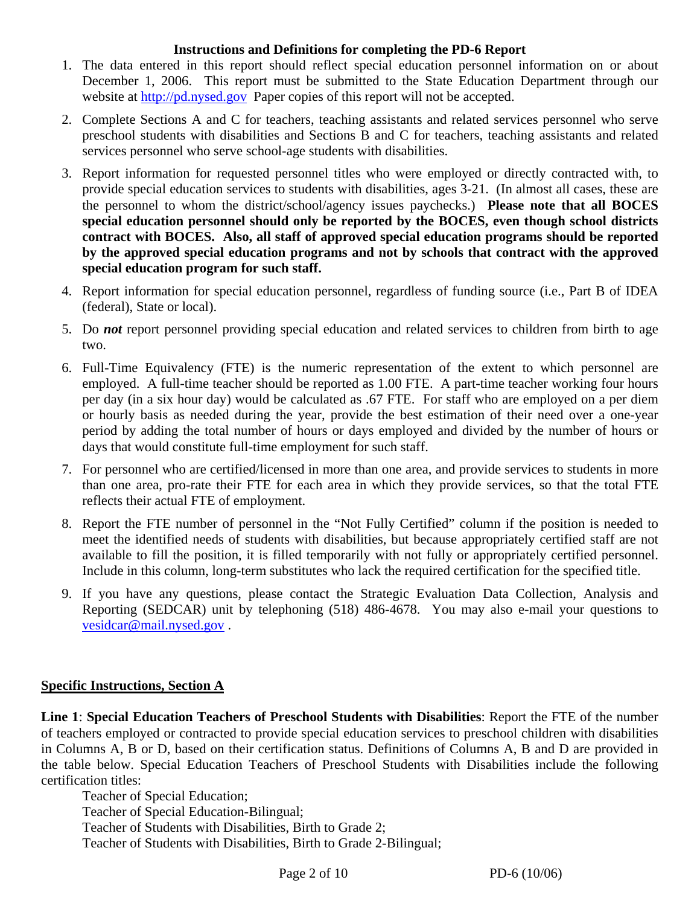## Instructions and Definitions for completing the PD-6 Report

1. The data entered in this report should reflect special education personnel information on or about December 1, 2006. This report must be submitted to the State Education Department through our website at http://pd.nysed.gov Paper copies of this report will not be accepted.
2. Complete Sections A and C for teachers, teaching assistants and related services personnel who serve preschool students with disabilities and Sections B and C for teachers, teaching assistants and related services personnel who serve school-age students with disabilities.
3. Report information for requested personnel titles who were employed or directly contracted with, to provide special education services to students with disabilities, ages 3-21. (In almost all cases, these are the personnel to whom the district/school/agency issues paychecks.) **Please note that all BOCES special education personnel should only be reported by the BOCES, even though school districts contract with BOCES. Also, all staff of approved special education programs should be reported by the approved special education programs and not by schools that contract with the approved special education program for such staff.**
4. Report information for special education personnel, regardless of funding source (i.e., Part B of IDEA (federal), State or local).
5. Do ***not*** report personnel providing special education and related services to children from birth to age two.
6. Full-Time Equivalency (FTE) is the numeric representation of the extent to which personnel are employed. A full-time teacher should be reported as 1.00 FTE. A part-time teacher working four hours per day (in a six hour day) would be calculated as .67 FTE. For staff who are employed on a per diem or hourly basis as needed during the year, provide the best estimation of their need over a one-year period by adding the total number of hours or days employed and divided by the number of hours or days that would constitute full-time employment for such staff.
7. For personnel who are certified/licensed in more than one area, and provide services to students in more than one area, pro-rate their FTE for each area in which they provide services, so that the total FTE reflects their actual FTE of employment.
8. Report the FTE number of personnel in the "Not Fully Certified" column if the position is needed to meet the identified needs of students with disabilities, but because appropriately certified staff are not available to fill the position, it is filled temporarily with not fully or appropriately certified personnel. Include in this column, long-term substitutes who lack the required certification for the specified title.
9. If you have any questions, please contact the Strategic Evaluation Data Collection, Analysis and Reporting (SEDCAR) unit by telephoning (518) 486-4678. You may also e-mail your questions to vesidcar@mail.nysed.gov .

## Specific Instructions, Section A

**Line 1**: **Special Education Teachers of Preschool Students with Disabilities**: Report the FTE of the number of teachers employed or contracted to provide special education services to preschool children with disabilities in Columns A, B or D, based on their certification status. Definitions of Columns A, B and D are provided in the table below. Special Education Teachers of Preschool Students with Disabilities include the following certification titles:

Teacher of Special Education;
Teacher of Special Education-Bilingual;
Teacher of Students with Disabilities, Birth to Grade 2;
Teacher of Students with Disabilities, Birth to Grade 2-Bilingual;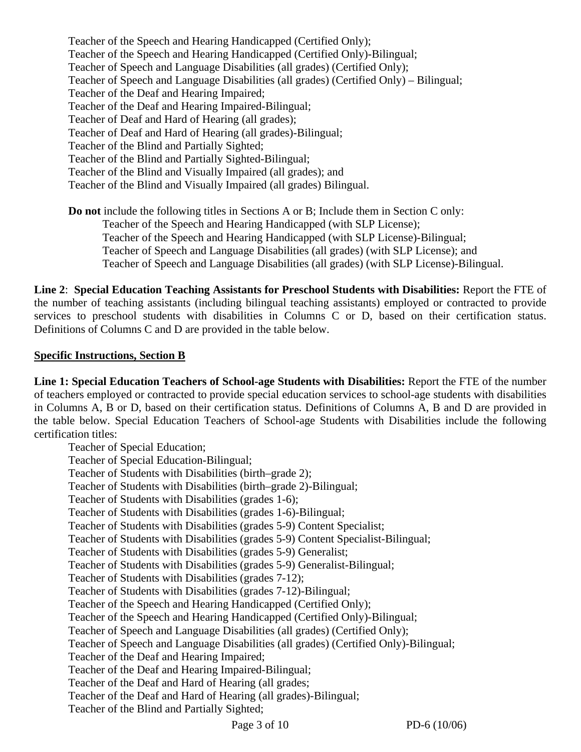Teacher of the Speech and Hearing Handicapped (Certified Only);
Teacher of the Speech and Hearing Handicapped (Certified Only)-Bilingual;
Teacher of Speech and Language Disabilities (all grades) (Certified Only);
Teacher of Speech and Language Disabilities (all grades) (Certified Only) – Bilingual;
Teacher of the Deaf and Hearing Impaired;
Teacher of the Deaf and Hearing Impaired-Bilingual;
Teacher of Deaf and Hard of Hearing (all grades);
Teacher of Deaf and Hard of Hearing (all grades)-Bilingual;
Teacher of the Blind and Partially Sighted;
Teacher of the Blind and Partially Sighted-Bilingual;
Teacher of the Blind and Visually Impaired (all grades); and
Teacher of the Blind and Visually Impaired (all grades) Bilingual.

**Do not** include the following titles in Sections A or B; Include them in Section C only:
Teacher of the Speech and Hearing Handicapped (with SLP License);
Teacher of the Speech and Hearing Handicapped (with SLP License)-Bilingual;
Teacher of Speech and Language Disabilities (all grades) (with SLP License); and
Teacher of Speech and Language Disabilities (all grades) (with SLP License)-Bilingual.

**Line 2**: **Special Education Teaching Assistants for Preschool Students with Disabilities:** Report the FTE of the number of teaching assistants (including bilingual teaching assistants) employed or contracted to provide services to preschool students with disabilities in Columns C or D, based on their certification status. Definitions of Columns C and D are provided in the table below.

**Specific Instructions, Section B**

**Line 1: Special Education Teachers of School-age Students with Disabilities:** Report the FTE of the number of teachers employed or contracted to provide special education services to school-age students with disabilities in Columns A, B or D, based on their certification status. Definitions of Columns A, B and D are provided in the table below. Special Education Teachers of School-age Students with Disabilities include the following certification titles:

Teacher of Special Education;
Teacher of Special Education-Bilingual;
Teacher of Students with Disabilities (birth–grade 2);
Teacher of Students with Disabilities (birth–grade 2)-Bilingual;
Teacher of Students with Disabilities (grades 1-6);
Teacher of Students with Disabilities (grades 1-6)-Bilingual;
Teacher of Students with Disabilities (grades 5-9) Content Specialist;
Teacher of Students with Disabilities (grades 5-9) Content Specialist-Bilingual;
Teacher of Students with Disabilities (grades 5-9) Generalist;
Teacher of Students with Disabilities (grades 5-9) Generalist-Bilingual;
Teacher of Students with Disabilities (grades 7-12);
Teacher of Students with Disabilities (grades 7-12)-Bilingual;
Teacher of the Speech and Hearing Handicapped (Certified Only);
Teacher of the Speech and Hearing Handicapped (Certified Only)-Bilingual;
Teacher of Speech and Language Disabilities (all grades) (Certified Only);
Teacher of Speech and Language Disabilities (all grades) (Certified Only)-Bilingual;
Teacher of the Deaf and Hearing Impaired;
Teacher of the Deaf and Hearing Impaired-Bilingual;
Teacher of the Deaf and Hard of Hearing (all grades;
Teacher of the Deaf and Hard of Hearing (all grades)-Bilingual;
Teacher of the Blind and Partially Sighted;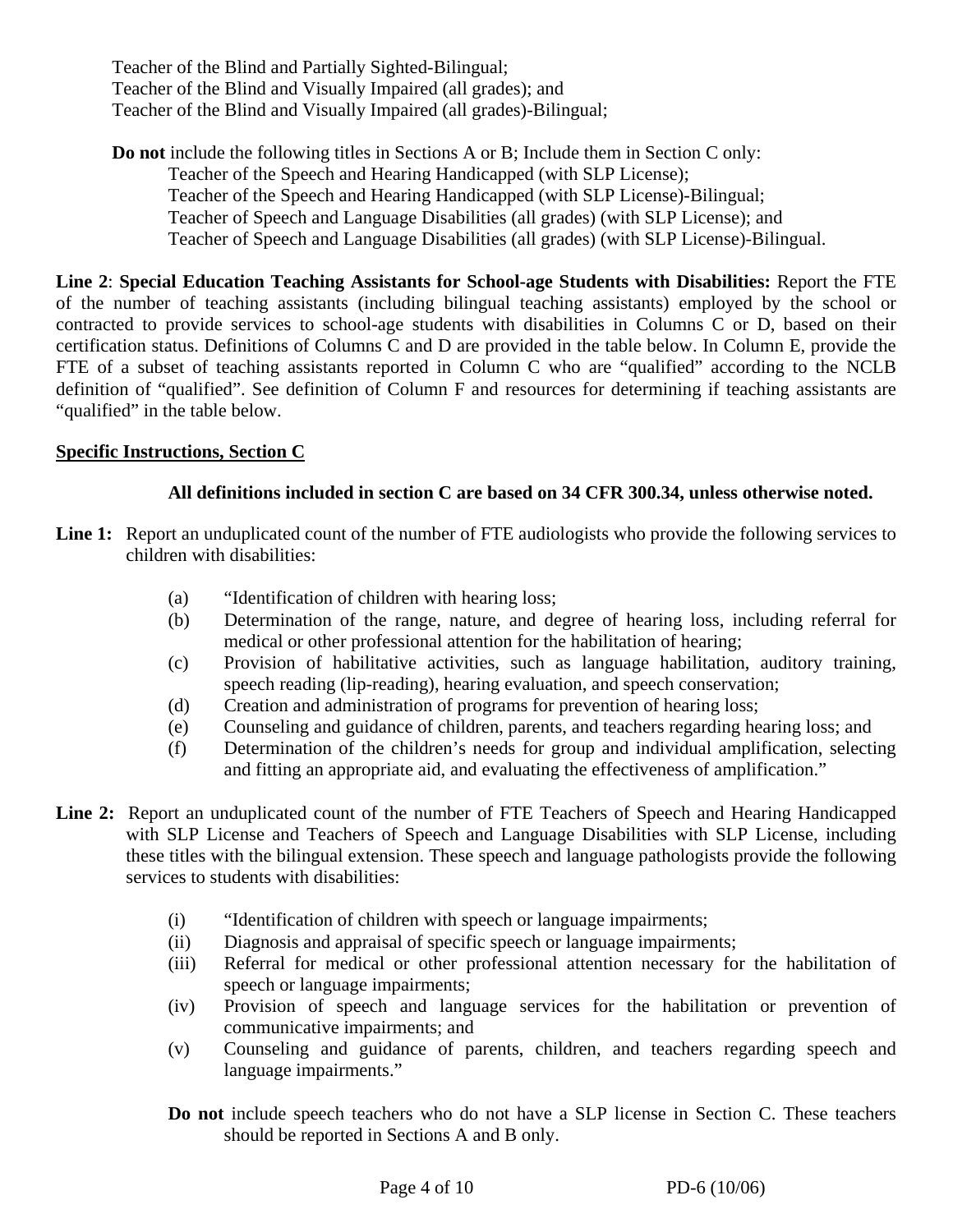Teacher of the Blind and Partially Sighted-Bilingual;
Teacher of the Blind and Visually Impaired (all grades); and
Teacher of the Blind and Visually Impaired (all grades)-Bilingual;

**Do not** include the following titles in Sections A or B; Include them in Section C only:

Teacher of the Speech and Hearing Handicapped (with SLP License);
Teacher of the Speech and Hearing Handicapped (with SLP License)-Bilingual;
Teacher of Speech and Language Disabilities (all grades) (with SLP License); and
Teacher of Speech and Language Disabilities (all grades) (with SLP License)-Bilingual.

**Line 2**: **Special Education Teaching Assistants for School-age Students with Disabilities:** Report the FTE of the number of teaching assistants (including bilingual teaching assistants) employed by the school or contracted to provide services to school-age students with disabilities in Columns C or D, based on their certification status. Definitions of Columns C and D are provided in the table below. In Column E, provide the FTE of a subset of teaching assistants reported in Column C who are "qualified" according to the NCLB definition of "qualified". See definition of Column F and resources for determining if teaching assistants are "qualified" in the table below.

## Specific Instructions, Section C

**All definitions included in section C are based on 34 CFR 300.34, unless otherwise noted.**

**Line 1:** Report an unduplicated count of the number of FTE audiologists who provide the following services to children with disabilities:

- (a) "Identification of children with hearing loss;
- (b) Determination of the range, nature, and degree of hearing loss, including referral for medical or other professional attention for the habilitation of hearing;
- (c) Provision of habilitative activities, such as language habilitation, auditory training, speech reading (lip-reading), hearing evaluation, and speech conservation;
- (d) Creation and administration of programs for prevention of hearing loss;
- (e) Counseling and guidance of children, parents, and teachers regarding hearing loss; and
- (f) Determination of the children's needs for group and individual amplification, selecting and fitting an appropriate aid, and evaluating the effectiveness of amplification."

**Line 2:** Report an unduplicated count of the number of FTE Teachers of Speech and Hearing Handicapped with SLP License and Teachers of Speech and Language Disabilities with SLP License, including these titles with the bilingual extension. These speech and language pathologists provide the following services to students with disabilities:

- (i) "Identification of children with speech or language impairments;
- (ii) Diagnosis and appraisal of specific speech or language impairments;
- (iii) Referral for medical or other professional attention necessary for the habilitation of speech or language impairments;
- (iv) Provision of speech and language services for the habilitation or prevention of communicative impairments; and
- (v) Counseling and guidance of parents, children, and teachers regarding speech and language impairments."

**Do not** include speech teachers who do not have a SLP license in Section C. These teachers should be reported in Sections A and B only.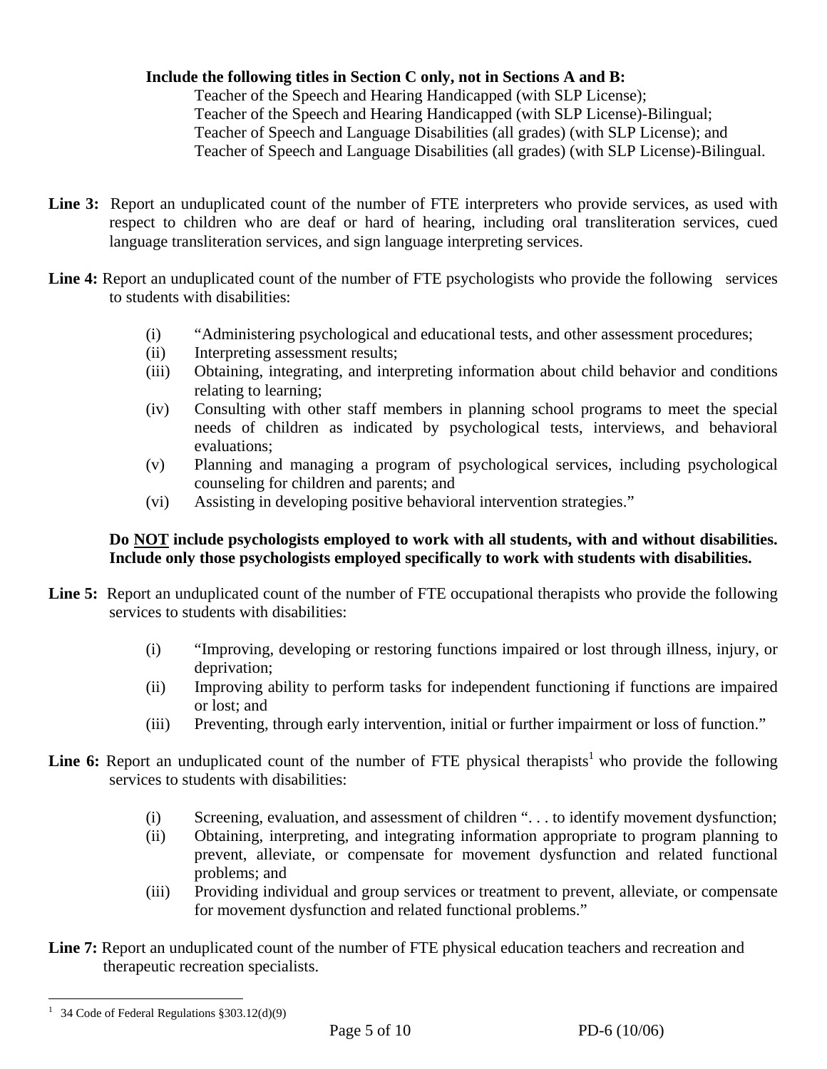**Include the following titles in Section C only, not in Sections A and B:**

Teacher of the Speech and Hearing Handicapped (with SLP License);
Teacher of the Speech and Hearing Handicapped (with SLP License)-Bilingual;
Teacher of Speech and Language Disabilities (all grades) (with SLP License); and
Teacher of Speech and Language Disabilities (all grades) (with SLP License)-Bilingual.

**Line 3:** Report an unduplicated count of the number of FTE interpreters who provide services, as used with respect to children who are deaf or hard of hearing, including oral transliteration services, cued language transliteration services, and sign language interpreting services.

**Line 4:** Report an unduplicated count of the number of FTE psychologists who provide the following services to students with disabilities:

(i) "Administering psychological and educational tests, and other assessment procedures;
(ii) Interpreting assessment results;
(iii) Obtaining, integrating, and interpreting information about child behavior and conditions relating to learning;
(iv) Consulting with other staff members in planning school programs to meet the special needs of children as indicated by psychological tests, interviews, and behavioral evaluations;
(v) Planning and managing a program of psychological services, including psychological counseling for children and parents; and
(vi) Assisting in developing positive behavioral intervention strategies."

**Do <u>NOT</u> include psychologists employed to work with all students, with and without disabilities. Include only those psychologists employed specifically to work with students with disabilities.**

**Line 5:** Report an unduplicated count of the number of FTE occupational therapists who provide the following services to students with disabilities:

(i) "Improving, developing or restoring functions impaired or lost through illness, injury, or deprivation;
(ii) Improving ability to perform tasks for independent functioning if functions are impaired or lost; and
(iii) Preventing, through early intervention, initial or further impairment or loss of function."

**Line 6:** Report an unduplicated count of the number of FTE physical therapists[1] who provide the following services to students with disabilities:

(i) Screening, evaluation, and assessment of children ". . . to identify movement dysfunction;
(ii) Obtaining, interpreting, and integrating information appropriate to program planning to prevent, alleviate, or compensate for movement dysfunction and related functional problems; and
(iii) Providing individual and group services or treatment to prevent, alleviate, or compensate for movement dysfunction and related functional problems."

**Line 7:** Report an unduplicated count of the number of FTE physical education teachers and recreation and therapeutic recreation specialists.

---

[1] 34 Code of Federal Regulations §303.12(d)(9)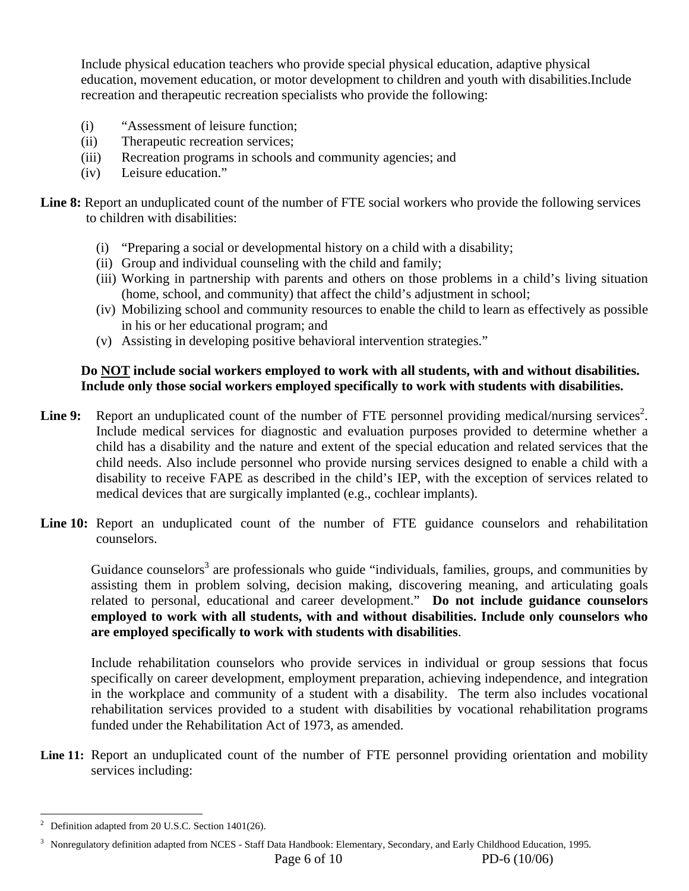Include physical education teachers who provide special physical education, adaptive physical education, movement education, or motor development to children and youth with disabilities.Include recreation and therapeutic recreation specialists who provide the following:

(i) "Assessment of leisure function;
(ii) Therapeutic recreation services;
(iii) Recreation programs in schools and community agencies; and
(iv) Leisure education."

**Line 8:** Report an unduplicated count of the number of FTE social workers who provide the following services to children with disabilities:

(i) "Preparing a social or developmental history on a child with a disability;
(ii) Group and individual counseling with the child and family;
(iii) Working in partnership with parents and others on those problems in a child's living situation (home, school, and community) that affect the child's adjustment in school;
(iv) Mobilizing school and community resources to enable the child to learn as effectively as possible in his or her educational program; and
(v) Assisting in developing positive behavioral intervention strategies."

**Do NOT include social workers employed to work with all students, with and without disabilities. Include only those social workers employed specifically to work with students with disabilities.**

**Line 9:** Report an unduplicated count of the number of FTE personnel providing medical/nursing services[2]. Include medical services for diagnostic and evaluation purposes provided to determine whether a child has a disability and the nature and extent of the special education and related services that the child needs. Also include personnel who provide nursing services designed to enable a child with a disability to receive FAPE as described in the child's IEP, with the exception of services related to medical devices that are surgically implanted (e.g., cochlear implants).

**Line 10:** Report an unduplicated count of the number of FTE guidance counselors and rehabilitation counselors.

Guidance counselors[3] are professionals who guide "individuals, families, groups, and communities by assisting them in problem solving, decision making, discovering meaning, and articulating goals related to personal, educational and career development." **Do not include guidance counselors employed to work with all students, with and without disabilities. Include only counselors who are employed specifically to work with students with disabilities**.

Include rehabilitation counselors who provide services in individual or group sessions that focus specifically on career development, employment preparation, achieving independence, and integration in the workplace and community of a student with a disability. The term also includes vocational rehabilitation services provided to a student with disabilities by vocational rehabilitation programs funded under the Rehabilitation Act of 1973, as amended.

**Line 11:** Report an unduplicated count of the number of FTE personnel providing orientation and mobility services including:

---

[2] Definition adapted from 20 U.S.C. Section 1401(26).

[3] Nonregulatory definition adapted from NCES - Staff Data Handbook: Elementary, Secondary, and Early Childhood Education, 1995.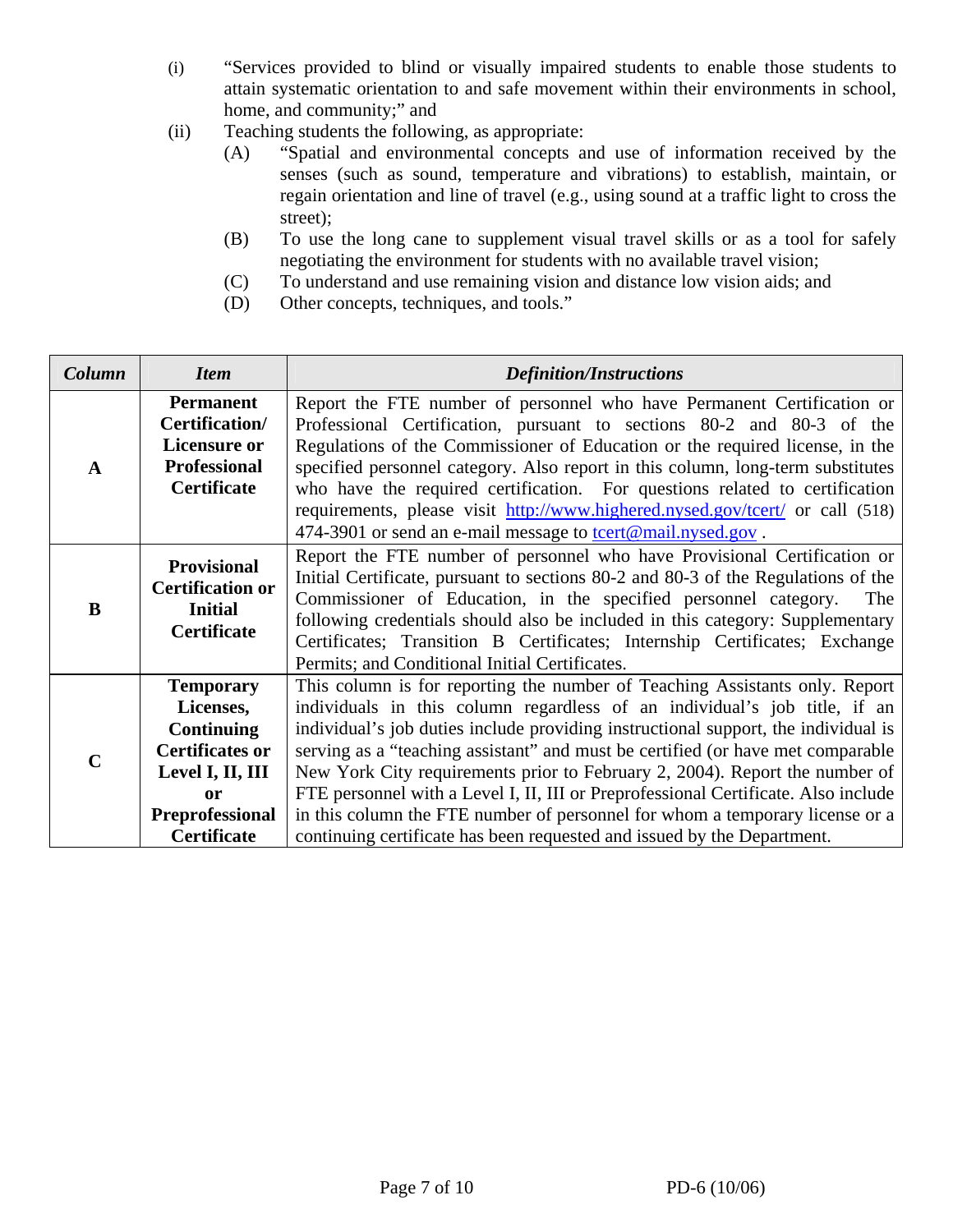(i) "Services provided to blind or visually impaired students to enable those students to attain systematic orientation to and safe movement within their environments in school, home, and community;" and

(ii) Teaching students the following, as appropriate:

   (A) "Spatial and environmental concepts and use of information received by the senses (such as sound, temperature and vibrations) to establish, maintain, or regain orientation and line of travel (e.g., using sound at a traffic light to cross the street);

   (B) To use the long cane to supplement visual travel skills or as a tool for safely negotiating the environment for students with no available travel vision;

   (C) To understand and use remaining vision and distance low vision aids; and

   (D) Other concepts, techniques, and tools."

| ***Column*** | ***Item*** | ***Definition/Instructions*** |
|---|---|---|
| **A** | **Permanent Certification/ Licensure or Professional Certificate** | Report the FTE number of personnel who have Permanent Certification or Professional Certification, pursuant to sections 80-2 and 80-3 of the Regulations of the Commissioner of Education or the required license, in the specified personnel category. Also report in this column, long-term substitutes who have the required certification. For questions related to certification requirements, please visit [http://www.highered.nysed.gov/tcert/](http://www.highered.nysed.gov/tcert/) or call (518) 474-3901 or send an e-mail message to [tcert@mail.nysed.gov](mailto:tcert@mail.nysed.gov) . |
| **B** | **Provisional Certification or Initial Certificate** | Report the FTE number of personnel who have Provisional Certification or Initial Certificate, pursuant to sections 80-2 and 80-3 of the Regulations of the Commissioner of Education, in the specified personnel category. The following credentials should also be included in this category: Supplementary Certificates; Transition B Certificates; Internship Certificates; Exchange Permits; and Conditional Initial Certificates. |
| **C** | **Temporary Licenses, Continuing Certificates or Level I, II, III or Preprofessional Certificate** | This column is for reporting the number of Teaching Assistants only. Report individuals in this column regardless of an individual's job title, if an individual's job duties include providing instructional support, the individual is serving as a "teaching assistant" and must be certified (or have met comparable New York City requirements prior to February 2, 2004). Report the number of FTE personnel with a Level I, II, III or Preprofessional Certificate. Also include in this column the FTE number of personnel for whom a temporary license or a continuing certificate has been requested and issued by the Department. |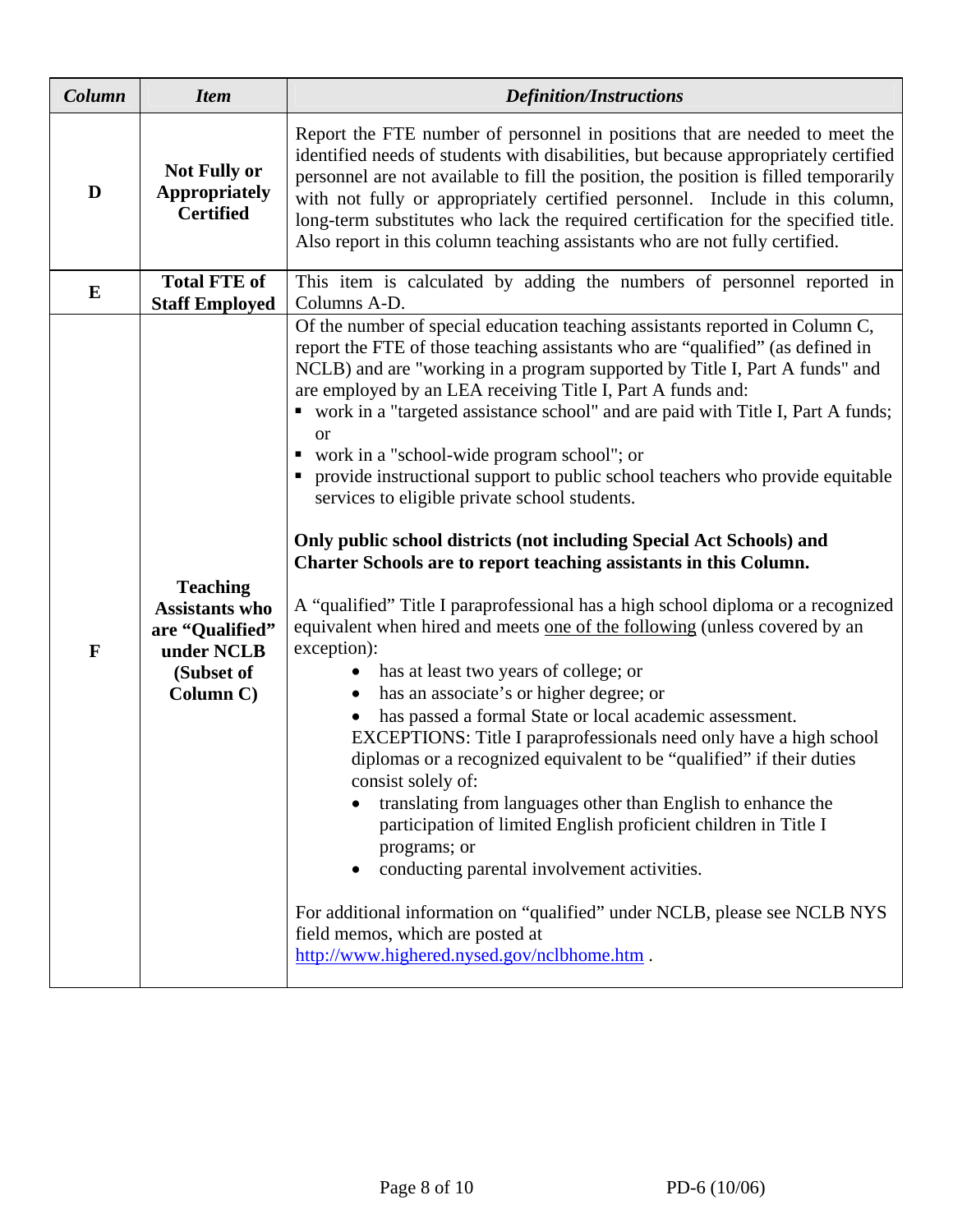| *Column* | *Item* | *Definition/Instructions* |
|---|---|---|
| **D** | **Not Fully or Appropriately Certified** | Report the FTE number of personnel in positions that are needed to meet the identified needs of students with disabilities, but because appropriately certified personnel are not available to fill the position, the position is filled temporarily with not fully or appropriately certified personnel. Include in this column, long-term substitutes who lack the required certification for the specified title. Also report in this column teaching assistants who are not fully certified. |
| **E** | **Total FTE of Staff Employed** | This item is calculated by adding the numbers of personnel reported in Columns A-D. |
| **F** | **Teaching Assistants who are "Qualified" under NCLB (Subset of Column C)** | Of the number of special education teaching assistants reported in Column C, report the FTE of those teaching assistants who are "qualified" (as defined in NCLB) and are "working in a program supported by Title I, Part A funds" and are employed by an LEA receiving Title I, Part A funds and:<br>▪ work in a "targeted assistance school" and are paid with Title I, Part A funds; or<br>▪ work in a "school-wide program school"; or<br>▪ provide instructional support to public school teachers who provide equitable services to eligible private school students.<br><br>**Only public school districts (not including Special Act Schools) and Charter Schools are to report teaching assistants in this Column.**<br><br>A "qualified" Title I paraprofessional has a high school diploma or a recognized equivalent when hired and meets <u>one of the following</u> (unless covered by an exception):<br>• has at least two years of college; or<br>• has an associate's or higher degree; or<br>• has passed a formal State or local academic assessment.<br>EXCEPTIONS: Title I paraprofessionals need only have a high school diplomas or a recognized equivalent to be "qualified" if their duties consist solely of:<br>• translating from languages other than English to enhance the participation of limited English proficient children in Title I programs; or<br>• conducting parental involvement activities.<br><br>For additional information on "qualified" under NCLB, please see NCLB NYS field memos, which are posted at http://www.highered.nysed.gov/nclbhome.htm . |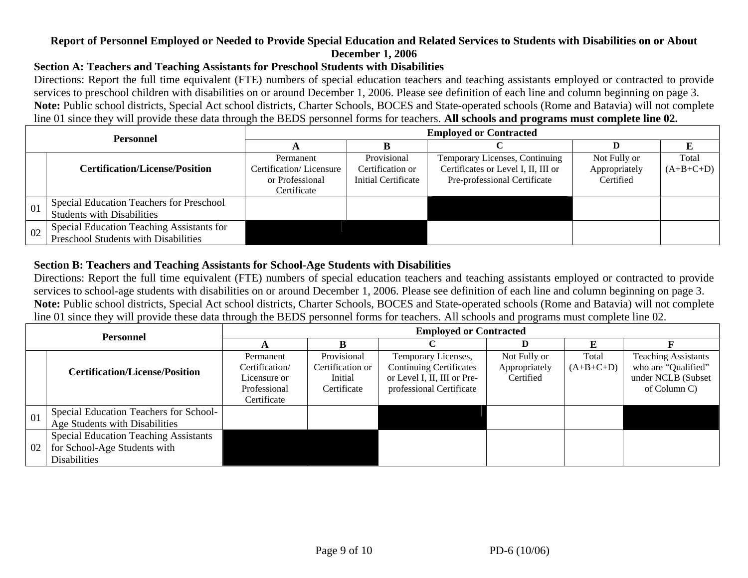**Report of Personnel Employed or Needed to Provide Special Education and Related Services to Students with Disabilities on or About December 1, 2006**

**Section A: Teachers and Teaching Assistants for Preschool Students with Disabilities**

Directions: Report the full time equivalent (FTE) numbers of special education teachers and teaching assistants employed or contracted to provide services to preschool children with disabilities on or around December 1, 2006. Please see definition of each line and column beginning on page 3.

**Note:** Public school districts, Special Act school districts, Charter Schools, BOCES and State-operated schools (Rome and Batavia) will not complete line 01 since they will provide these data through the BEDS personnel forms for teachers. **All schools and programs must complete line 02.**

| Personnel | | Employed or Contracted | | | | |
|---|---|---|---|---|---|---|
| | | **A** | **B** | **C** | **D** | **E** |
| | **Certification/License/Position** | Permanent Certification/ Licensure or Professional Certificate | Provisional Certification or Initial Certificate | Temporary Licenses, Continuing Certificates or Level I, II, III or Pre-professional Certificate | Not Fully or Appropriately Certified | Total (A+B+C+D) |
| 01 | Special Education Teachers for Preschool Students with Disabilities | | | ■ | | |
| 02 | Special Education Teaching Assistants for Preschool Students with Disabilities | ■ | ■ | | | |

**Section B: Teachers and Teaching Assistants for School-Age Students with Disabilities**

Directions: Report the full time equivalent (FTE) numbers of special education teachers and teaching assistants employed or contracted to provide services to school-age students with disabilities on or around December 1, 2006. Please see definition of each line and column beginning on page 3.

**Note:** Public school districts, Special Act school districts, Charter Schools, BOCES and State-operated schools (Rome and Batavia) will not complete line 01 since they will provide these data through the BEDS personnel forms for teachers. All schools and programs must complete line 02.

| Personnel | | Employed or Contracted | | | | | |
|---|---|---|---|---|---|---|---|
| | | **A** | **B** | **C** | **D** | **E** | **F** |
| | **Certification/License/Position** | Permanent Certification/ Licensure or Professional Certificate | Provisional Certification or Initial Certificate | Temporary Licenses, Continuing Certificates or Level I, II, III or Pre-professional Certificate | Not Fully or Appropriately Certified | Total (A+B+C+D) | Teaching Assistants who are "Qualified" under NCLB (Subset of Column C) |
| 01 | Special Education Teachers for School-Age Students with Disabilities | | | ■ | | | ■ |
| 02 | Special Education Teaching Assistants for School-Age Students with Disabilities | ■ | ■ | | | | |

PD-6 (10/06)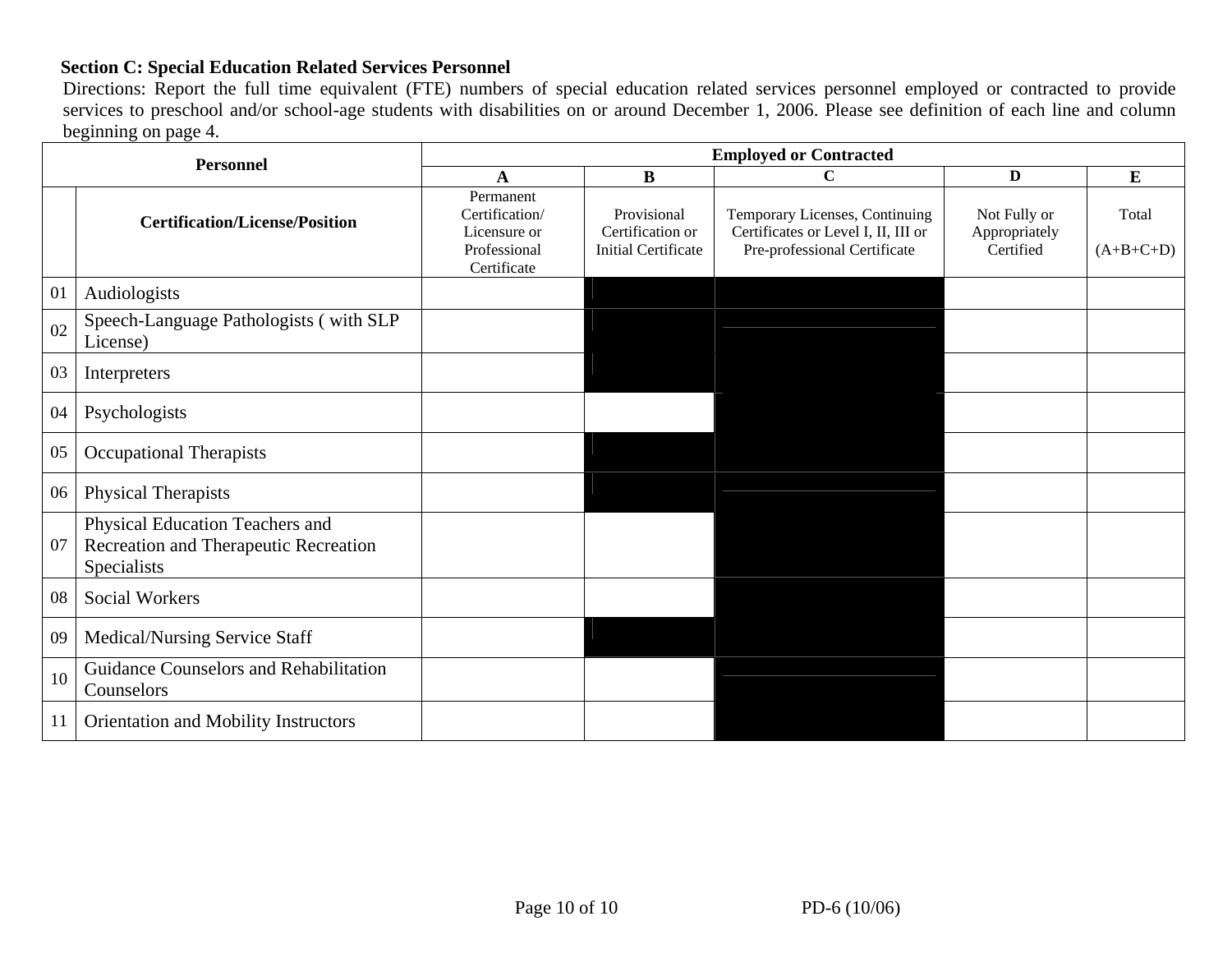**Section C: Special Education Related Services Personnel**

Directions: Report the full time equivalent (FTE) numbers of special education related services personnel employed or contracted to provide services to preschool and/or school-age students with disabilities on or around December 1, 2006. Please see definition of each line and column beginning on page 4.

| Personnel | | Employed or Contracted | | | | |
|---|---|---|---|---|---|---|
| | | A | B | C | D | E |
| | Certification/License/Position | Permanent Certification/ Licensure or Professional Certificate | Provisional Certification or Initial Certificate | Temporary Licenses, Continuing Certificates or Level I, II, III or Pre-professional Certificate | Not Fully or Appropriately Certified | Total (A+B+C+D) |
| 01 | Audiologists | | | | | |
| 02 | Speech-Language Pathologists ( with SLP License) | | | | | |
| 03 | Interpreters | | | | | |
| 04 | Psychologists | | | | | |
| 05 | Occupational Therapists | | | | | |
| 06 | Physical Therapists | | | | | |
| 07 | Physical Education Teachers and Recreation and Therapeutic Recreation Specialists | | | | | |
| 08 | Social Workers | | | | | |
| 09 | Medical/Nursing Service Staff | | | | | |
| 10 | Guidance Counselors and Rehabilitation Counselors | | | | | |
| 11 | Orientation and Mobility Instructors | | | | | |

PD-6 (10/06)